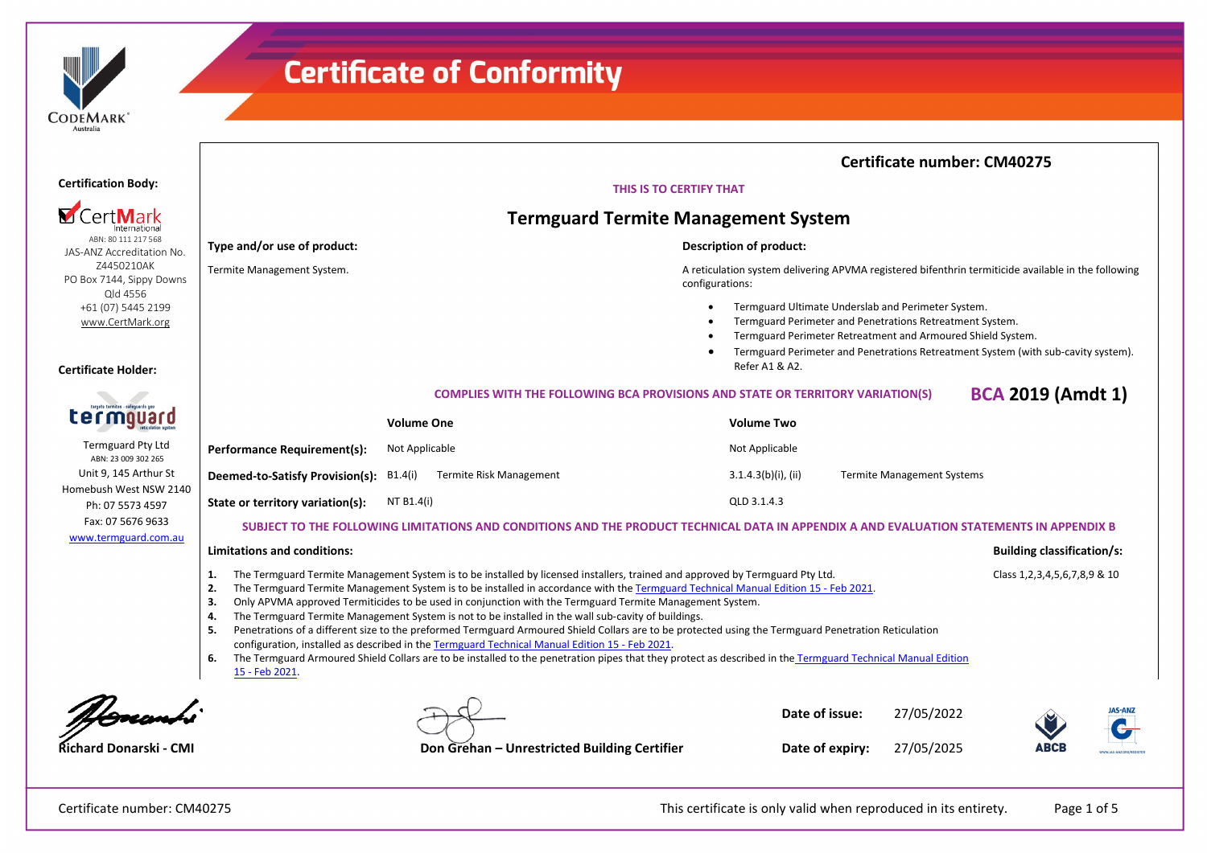# Certificate of Conformity

**Certification Body:**

CertMark International
ABN: 80 111 217 568
JAS-ANZ Accreditation No. Z4450210AK
PO Box 7144, Sippy Downs Qld 4556
+61 (07) 5445 2199
www.CertMark.org

**Certificate Holder:**

Termguard Pty Ltd
ABN: 23 009 302 265
Unit 9, 145 Arthur St
Homebush West NSW 2140
Ph: 07 5573 4597
Fax: 07 5676 9633
www.termguard.com.au

## Certificate number: CM40275

THIS IS TO CERTIFY THAT

## Termguard Termite Management System

**Type and/or use of product:**

Termite Management System.

**Description of product:**

A reticulation system delivering APVMA registered bifenthrin termiticide available in the following configurations:

- Termguard Ultimate Underslab and Perimeter System.
- Termguard Perimeter and Penetrations Retreatment System.
- Termguard Perimeter Retreatment and Armoured Shield System.
- Termguard Perimeter and Penetrations Retreatment System (with sub-cavity system). Refer A1 & A2.

COMPLIES WITH THE FOLLOWING BCA PROVISIONS AND STATE OR TERRITORY VARIATION(S) **BCA 2019 (Amdt 1)**

| | Volume One | | Volume Two | |
|---|---|---|---|---|
| **Performance Requirement(s):** | Not Applicable | | Not Applicable | |
| **Deemed-to-Satisfy Provision(s):** | B1.4(i) | Termite Risk Management | 3.1.4.3(b)(i), (ii) | Termite Management Systems |
| **State or territory variation(s):** | NT B1.4(i) | | QLD 3.1.4.3 | |

SUBJECT TO THE FOLLOWING LIMITATIONS AND CONDITIONS AND THE PRODUCT TECHNICAL DATA IN APPENDIX A AND EVALUATION STATEMENTS IN APPENDIX B

**Limitations and conditions:**

1. The Termguard Termite Management System is to be installed by licensed installers, trained and approved by Termguard Pty Ltd.
2. The Termguard Termite Management System is to be installed in accordance with the Termguard Technical Manual Edition 15 - Feb 2021.
3. Only APVMA approved Termiticides to be used in conjunction with the Termguard Termite Management System.
4. The Termguard Termite Management System is not to be installed in the wall sub-cavity of buildings.
5. Penetrations of a different size to the preformed Termguard Armoured Shield Collars are to be protected using the Termguard Penetration Reticulation configuration, installed as described in the Termguard Technical Manual Edition 15 - Feb 2021.
6. The Termguard Armoured Shield Collars are to be installed to the penetration pipes that they protect as described in the Termguard Technical Manual Edition 15 - Feb 2021.

**Building classification/s:**

Class 1,2,3,4,5,6,7,8,9 & 10

Richard Donarski - CMI

Don Grehan – Unrestricted Building Certifier

**Date of issue:** 27/05/2022

**Date of expiry:** 27/05/2025

This certificate is only valid when reproduced in its entirety.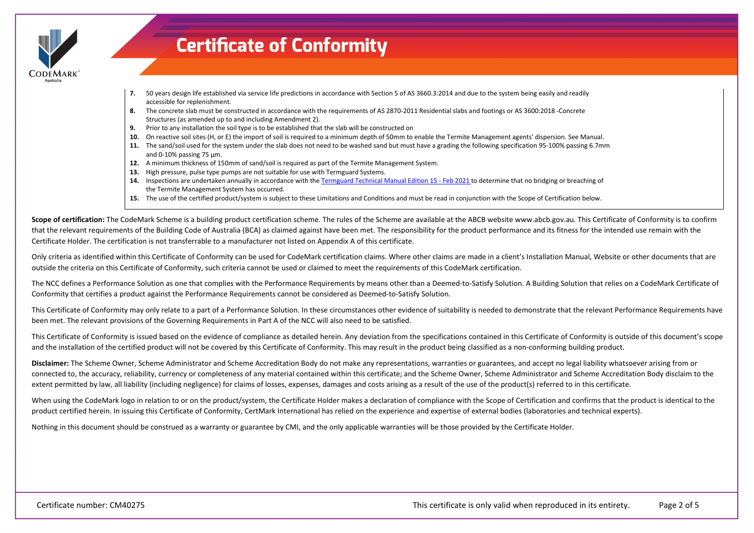# Certificate of Conformity

7. 50 years design life established via service life predictions in accordance with Section 5 of AS 3660.3:2014 and due to the system being easily and readily accessible for replenishment.
8. The concrete slab must be constructed in accordance with the requirements of AS 2870-2011 Residential slabs and footings or AS 3600:2018 -Concrete Structures (as amended up to and including Amendment 2).
9. Prior to any installation the soil type is to be established that the slab will be constructed on
10. On reactive soil sites (H, or E) the import of soil is required to a minimum depth of 50mm to enable the Termite Management agents' dispersion. See Manual.
11. The sand/soil used for the system under the slab does not need to be washed sand but must have a grading the following specification 95-100% passing 6.7mm and 0-10% passing 75 µm.
12. A minimum thickness of 150mm of sand/soil is required as part of the Termite Management System.
13. High pressure, pulse type pumps are not suitable for use with Termguard Systems.
14. Inspections are undertaken annually in accordance with the Termguard Technical Manual Edition 15 - Feb 2021 to determine that no bridging or breaching of the Termite Management System has occurred.
15. The use of the certified product/system is subject to these Limitations and Conditions and must be read in conjunction with the Scope of Certification below.

**Scope of certification:** The CodeMark Scheme is a building product certification scheme. The rules of the Scheme are available at the ABCB website www.abcb.gov.au. This Certificate of Conformity is to confirm that the relevant requirements of the Building Code of Australia (BCA) as claimed against have been met. The responsibility for the product performance and its fitness for the intended use remain with the Certificate Holder. The certification is not transferrable to a manufacturer not listed on Appendix A of this certificate.

Only criteria as identified within this Certificate of Conformity can be used for CodeMark certification claims. Where other claims are made in a client's Installation Manual, Website or other documents that are outside the criteria on this Certificate of Conformity, such criteria cannot be used or claimed to meet the requirements of this CodeMark certification.

The NCC defines a Performance Solution as one that complies with the Performance Requirements by means other than a Deemed-to-Satisfy Solution. A Building Solution that relies on a CodeMark Certificate of Conformity that certifies a product against the Performance Requirements cannot be considered as Deemed-to-Satisfy Solution.

This Certificate of Conformity may only relate to a part of a Performance Solution. In these circumstances other evidence of suitability is needed to demonstrate that the relevant Performance Requirements have been met. The relevant provisions of the Governing Requirements in Part A of the NCC will also need to be satisfied.

This Certificate of Conformity is issued based on the evidence of compliance as detailed herein. Any deviation from the specifications contained in this Certificate of Conformity is outside of this document's scope and the installation of the certified product will not be covered by this Certificate of Conformity. This may result in the product being classified as a non-conforming building product.

**Disclaimer:** The Scheme Owner, Scheme Administrator and Scheme Accreditation Body do not make any representations, warranties or guarantees, and accept no legal liability whatsoever arising from or connected to, the accuracy, reliability, currency or completeness of any material contained within this certificate; and the Scheme Owner, Scheme Administrator and Scheme Accreditation Body disclaim to the extent permitted by law, all liability (including negligence) for claims of losses, expenses, damages and costs arising as a result of the use of the product(s) referred to in this certificate.

When using the CodeMark logo in relation to or on the product/system, the Certificate Holder makes a declaration of compliance with the Scope of Certification and confirms that the product is identical to the product certified herein. In issuing this Certificate of Conformity, CertMark International has relied on the experience and expertise of external bodies (laboratories and technical experts).

Nothing in this document should be construed as a warranty or guarantee by CMI, and the only applicable warranties will be those provided by the Certificate Holder.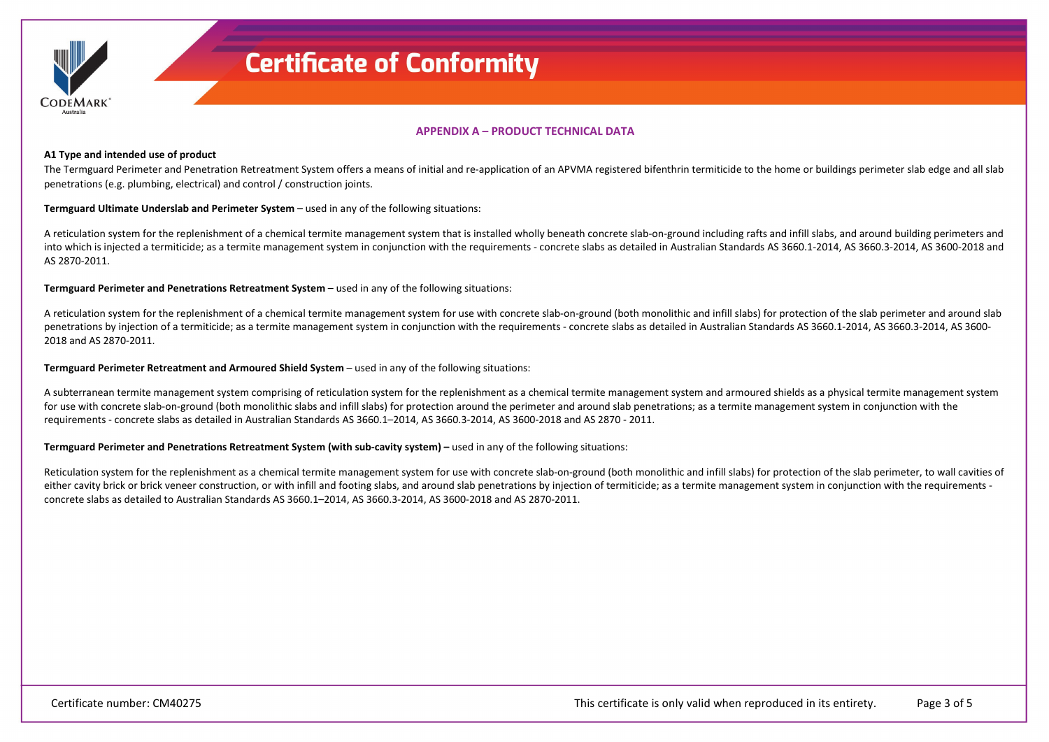## APPENDIX A – PRODUCT TECHNICAL DATA

### A1 Type and intended use of product

The Termguard Perimeter and Penetration Retreatment System offers a means of initial and re-application of an APVMA registered bifenthrin termiticide to the home or buildings perimeter slab edge and all slab penetrations (e.g. plumbing, electrical) and control / construction joints.

**Termguard Ultimate Underslab and Perimeter System** – used in any of the following situations:

A reticulation system for the replenishment of a chemical termite management system that is installed wholly beneath concrete slab-on-ground including rafts and infill slabs, and around building perimeters and into which is injected a termiticide; as a termite management system in conjunction with the requirements - concrete slabs as detailed in Australian Standards AS 3660.1-2014, AS 3660.3-2014, AS 3600-2018 and AS 2870-2011.

**Termguard Perimeter and Penetrations Retreatment System** – used in any of the following situations:

A reticulation system for the replenishment of a chemical termite management system for use with concrete slab-on-ground (both monolithic and infill slabs) for protection of the slab perimeter and around slab penetrations by injection of a termiticide; as a termite management system in conjunction with the requirements - concrete slabs as detailed in Australian Standards AS 3660.1-2014, AS 3660.3-2014, AS 3600-2018 and AS 2870-2011.

**Termguard Perimeter Retreatment and Armoured Shield System** – used in any of the following situations:

A subterranean termite management system comprising of reticulation system for the replenishment as a chemical termite management system and armoured shields as a physical termite management system for use with concrete slab-on-ground (both monolithic slabs and infill slabs) for protection around the perimeter and around slab penetrations; as a termite management system in conjunction with the requirements - concrete slabs as detailed in Australian Standards AS 3660.1–2014, AS 3660.3-2014, AS 3600-2018 and AS 2870 - 2011.

**Termguard Perimeter and Penetrations Retreatment System (with sub-cavity system) –** used in any of the following situations:

Reticulation system for the replenishment as a chemical termite management system for use with concrete slab-on-ground (both monolithic and infill slabs) for protection of the slab perimeter, to wall cavities of either cavity brick or brick veneer construction, or with infill and footing slabs, and around slab penetrations by injection of termiticide; as a termite management system in conjunction with the requirements - concrete slabs as detailed to Australian Standards AS 3660.1–2014, AS 3660.3-2014, AS 3600-2018 and AS 2870-2011.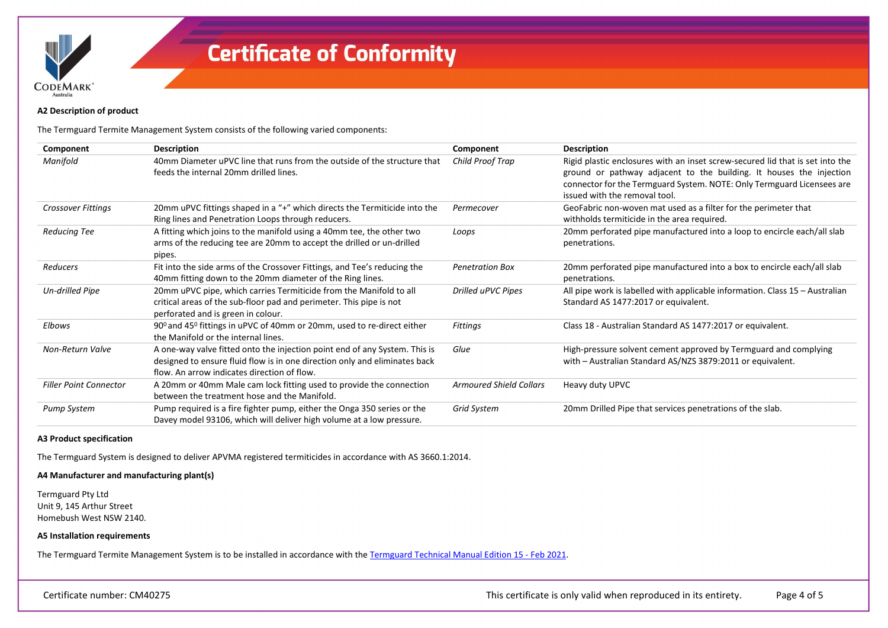# Certificate of Conformity

**A2 Description of product**

The Termguard Termite Management System consists of the following varied components:

| Component | Description | Component | Description |
|---|---|---|---|
| *Manifold* | 40mm Diameter uPVC line that runs from the outside of the structure that feeds the internal 20mm drilled lines. | *Child Proof Trap* | Rigid plastic enclosures with an inset screw-secured lid that is set into the ground or pathway adjacent to the building. It houses the injection connector for the Termguard System. NOTE: Only Termguard Licensees are issued with the removal tool. |
| *Crossover Fittings* | 20mm uPVC fittings shaped in a "+" which directs the Termiticide into the Ring lines and Penetration Loops through reducers. | *Permecover* | GeoFabric non-woven mat used as a filter for the perimeter that withholds termiticide in the area required. |
| *Reducing Tee* | A fitting which joins to the manifold using a 40mm tee, the other two arms of the reducing tee are 20mm to accept the drilled or un-drilled pipes. | *Loops* | 20mm perforated pipe manufactured into a loop to encircle each/all slab penetrations. |
| *Reducers* | Fit into the side arms of the Crossover Fittings, and Tee's reducing the 40mm fitting down to the 20mm diameter of the Ring lines. | *Penetration Box* | 20mm perforated pipe manufactured into a box to encircle each/all slab penetrations. |
| *Un-drilled Pipe* | 20mm uPVC pipe, which carries Termiticide from the Manifold to all critical areas of the sub-floor pad and perimeter. This pipe is not perforated and is green in colour. | *Drilled uPVC Pipes* | All pipe work is labelled with applicable information. Class 15 – Australian Standard AS 1477:2017 or equivalent. |
| *Elbows* | $90^0$ and $45^0$ fittings in uPVC of 40mm or 20mm, used to re-direct either the Manifold or the internal lines. | *Fittings* | Class 18 - Australian Standard AS 1477:2017 or equivalent. |
| *Non-Return Valve* | A one-way valve fitted onto the injection point end of any System. This is designed to ensure fluid flow is in one direction only and eliminates back flow. An arrow indicates direction of flow. | *Glue* | High-pressure solvent cement approved by Termguard and complying with – Australian Standard AS/NZS 3879:2011 or equivalent. |
| *Filler Point Connector* | A 20mm or 40mm Male cam lock fitting used to provide the connection between the treatment hose and the Manifold. | *Armoured Shield Collars* | Heavy duty UPVC |
| *Pump System* | Pump required is a fire fighter pump, either the Onga 350 series or the Davey model 93106, which will deliver high volume at a low pressure. | *Grid System* | 20mm Drilled Pipe that services penetrations of the slab. |

**A3 Product specification**

The Termguard System is designed to deliver APVMA registered termiticides in accordance with AS 3660.1:2014.

**A4 Manufacturer and manufacturing plant(s)**

Termguard Pty Ltd
Unit 9, 145 Arthur Street
Homebush West NSW 2140.

**A5 Installation requirements**

The Termguard Termite Management System is to be installed in accordance with the Termguard Technical Manual Edition 15 - Feb 2021.

Certificate number: CM40275 This certificate is only valid when reproduced in its entirety.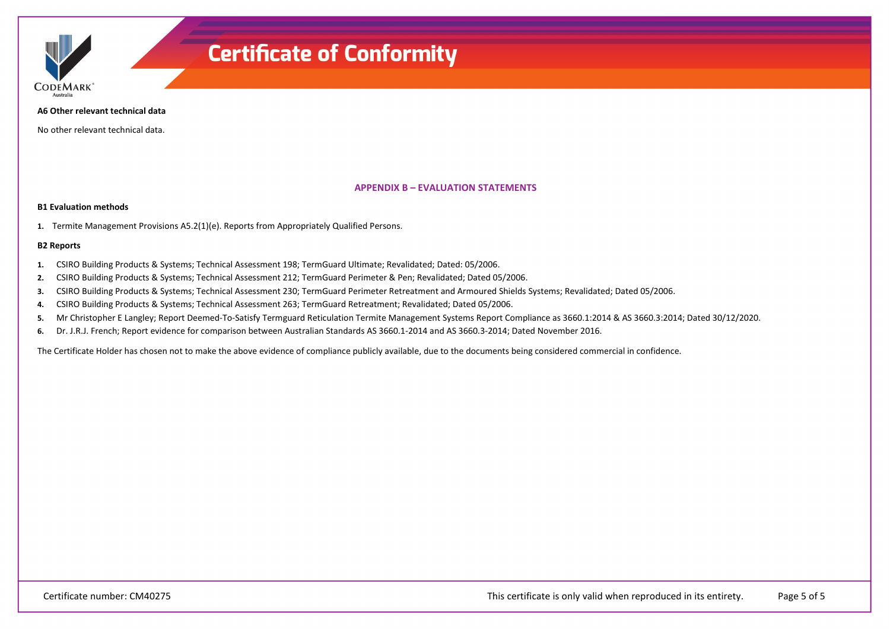**A6 Other relevant technical data**

No other relevant technical data.

## APPENDIX B – EVALUATION STATEMENTS

**B1 Evaluation methods**

1. Termite Management Provisions A5.2(1)(e). Reports from Appropriately Qualified Persons.

**B2 Reports**

1. CSIRO Building Products & Systems; Technical Assessment 198; TermGuard Ultimate; Revalidated; Dated: 05/2006.
2. CSIRO Building Products & Systems; Technical Assessment 212; TermGuard Perimeter & Pen; Revalidated; Dated 05/2006.
3. CSIRO Building Products & Systems; Technical Assessment 230; TermGuard Perimeter Retreatment and Armoured Shields Systems; Revalidated; Dated 05/2006.
4. CSIRO Building Products & Systems; Technical Assessment 263; TermGuard Retreatment; Revalidated; Dated 05/2006.
5. Mr Christopher E Langley; Report Deemed-To-Satisfy Termguard Reticulation Termite Management Systems Report Compliance as 3660.1:2014 & AS 3660.3:2014; Dated 30/12/2020.
6. Dr. J.R.J. French; Report evidence for comparison between Australian Standards AS 3660.1-2014 and AS 3660.3-2014; Dated November 2016.

The Certificate Holder has chosen not to make the above evidence of compliance publicly available, due to the documents being considered commercial in confidence.